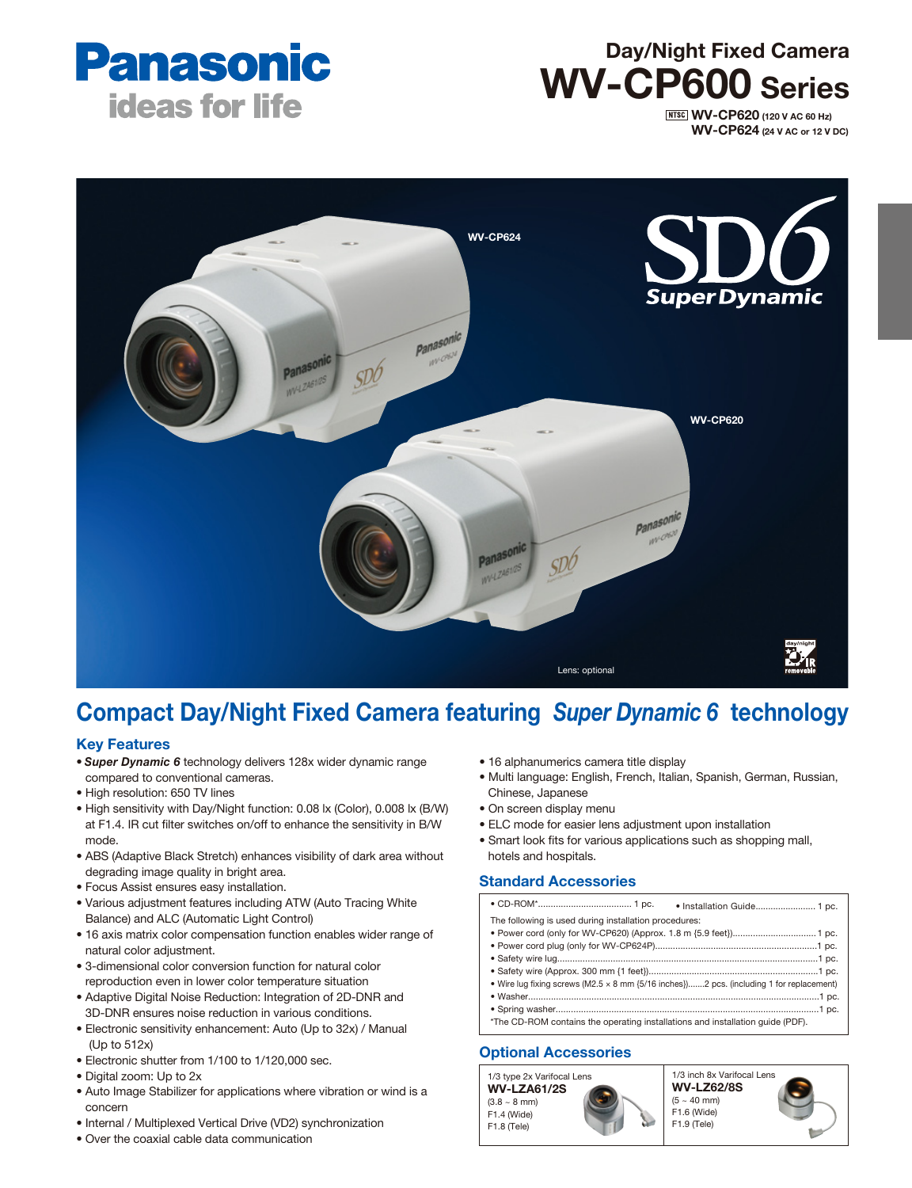Panasonic
ideas for life

# Day/Night Fixed Camera
# WV-CP600 Series

NTSC **WV-CP620** (120 V AC 60 Hz)
**WV-CP624** (24 V AC or 12 V DC)

WV-CP624

SD6 Super Dynamic

WV-CP620

Lens: optional

day/night IR removable

## Compact Day/Night Fixed Camera featuring *Super Dynamic 6* technology

### Key Features

- ***Super Dynamic 6*** technology delivers 128x wider dynamic range compared to conventional cameras.
- High resolution: 650 TV lines
- High sensitivity with Day/Night function: 0.08 lx (Color), 0.008 lx (B/W) at F1.4. IR cut filter switches on/off to enhance the sensitivity in B/W mode.
- ABS (Adaptive Black Stretch) enhances visibility of dark area without degrading image quality in bright area.
- Focus Assist ensures easy installation.
- Various adjustment features including ATW (Auto Tracing White Balance) and ALC (Automatic Light Control)
- 16 axis matrix color compensation function enables wider range of natural color adjustment.
- 3-dimensional color conversion function for natural color reproduction even in lower color temperature situation
- Adaptive Digital Noise Reduction: Integration of 2D-DNR and 3D-DNR ensures noise reduction in various conditions.
- Electronic sensitivity enhancement: Auto (Up to 32x) / Manual (Up to 512x)
- Electronic shutter from 1/100 to 1/120,000 sec.
- Digital zoom: Up to 2x
- Auto Image Stabilizer for applications where vibration or wind is a concern
- Internal / Multiplexed Vertical Drive (VD2) synchronization
- Over the coaxial cable data communication
- 16 alphanumerics camera title display
- Multi language: English, French, Italian, Spanish, German, Russian, Chinese, Japanese
- On screen display menu
- ELC mode for easier lens adjustment upon installation
- Smart look fits for various applications such as shopping mall, hotels and hospitals.

### Standard Accessories

- CD-ROM*.................................... 1 pc.
- Installation Guide........................ 1 pc.

The following is used during installation procedures:

- Power cord (only for WV-CP620) (Approx. 1.8 m {5.9 feet}).................................1 pc.
- Power cord plug (only for WV-CP624P)...............................................................1 pc.
- Safety wire lug.......................................................................................................1 pc.
- Safety wire (Approx. 300 mm {1 feet})...................................................................1 pc.
- Wire lug fixing screws (M2.5 × 8 mm {5/16 inches}).......2 pcs. (including 1 for replacement)
- Washer.................................................................................................................1 pc.
- Spring washer.......................................................................................................1 pc.

*The CD-ROM contains the operating instructions and installation guide (PDF).

### Optional Accessories

| 1/3 type 2x Varifocal Lens | 1/3 inch 8x Varifocal Lens |
|---|---|
| **WV-LZA61/2S** | **WV-LZ62/8S** |
| (3.8 ~ 8 mm) | (5 ~ 40 mm) |
| F1.4 (Wide) | F1.6 (Wide) |
| F1.8 (Tele) | F1.9 (Tele) |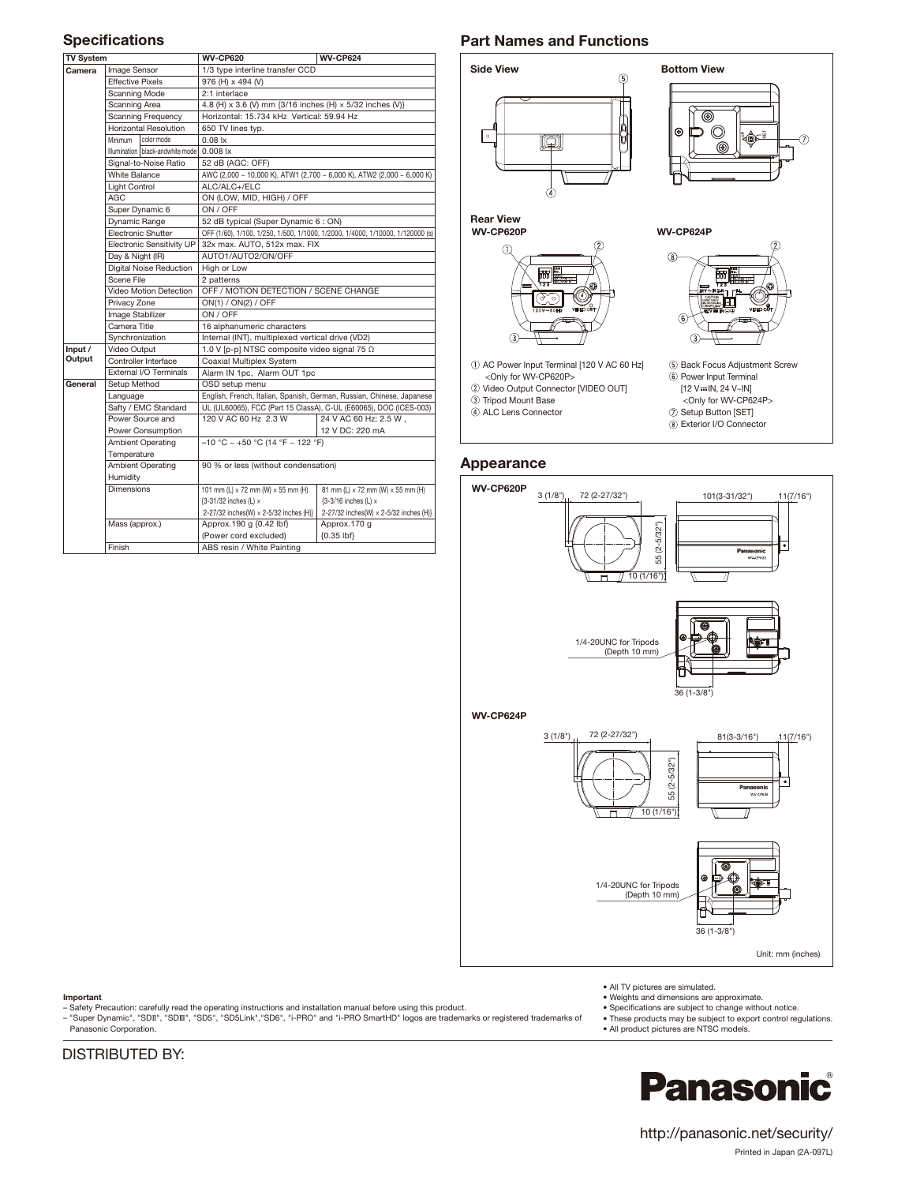## Specifications

| TV System | | | WV-CP620 | WV-CP624 |
|---|---|---|---|---|
| Camera | Image Sensor | | 1/3 type interline transfer CCD | |
| | Effective Pixels | | 976 (H) x 494 (V) | |
| | Scanning Mode | | 2:1 interlace | |
| | Scanning Area | | 4.8 (H) x 3.6 (V) mm {3/16 inches (H) × 5/32 inches (V)} | |
| | Scanning Frequency | | Horizontal: 15.734 kHz Vertical: 59.94 Hz | |
| | Horizontal Resolution | | 650 TV lines typ. | |
| | Minimum Illumination | color mode | 0.08 lx | |
| | | black-andwhite mode | 0.008 lx | |
| | Signal-to-Noise Ratio | | 52 dB (AGC: OFF) | |
| | White Balance | | AWC (2,000 ~ 10,000 K), ATW1 (2,700 ~ 6,000 K), ATW2 (2,000 ~ 6,000 K) | |
| | Light Control | | ALC/ALC+/ELC | |
| | AGC | | ON (LOW, MID, HIGH) / OFF | |
| | Super Dynamic 6 | | ON / OFF | |
| | Dynamic Range | | 52 dB typical (Super Dynamic 6 : ON) | |
| | Electronic Shutter | | OFF (1/60), 1/100, 1/250, 1/500, 1/1000, 1/2000, 1/4000, 1/10000, 1/120000 (s) | |
| | Electronic Sensitivity UP | | 32x max. AUTO, 512x max. FIX | |
| | Day & Night (IR) | | AUTO1/AUTO2/ON/OFF | |
| | Digital Noise Reduction | | High or Low | |
| | Scene File | | 2 patterns | |
| | Video Motion Detection | | OFF / MOTION DETECTION / SCENE CHANGE | |
| | Privacy Zone | | ON(1) / ON(2) / OFF | |
| | Image Stabilizer | | ON / OFF | |
| | Camera Title | | 16 alphanumeric characters | |
| | Synchronization | | Internal (INT), multiplexed vertical drive (VD2) | |
| Input / Output | Video Output | | 1.0 V [p-p] NTSC composite video signal 75 Ω | |
| | Controller Interface | | Coaxial Multiplex System | |
| | External I/O Terminals | | Alarm IN 1pc, Alarm OUT 1pc | |
| General | Setup Method | | OSD setup menu | |
| | Language | | English, French, Italian, Spanish, German, Russian, Chinese, Japanese | |
| | Safty / EMC Standard | | UL (UL60065), FCC (Part 15 ClassA), C-UL (E60065), DOC (ICES-003) | |
| | Power Source and Power Consumption | | 120 V AC 60 Hz 2.3 W | 24 V AC 60 Hz: 2.5 W , 12 V DC: 220 mA |
| | Ambient Operating Temperature | | –10 °C ~ +50 °C (14 °F ~ 122 °F) | |
| | Ambient Operating Humidity | | 90 % or less (without condensation) | |
| | Dimensions | | 101 mm (L) × 72 mm (W) × 55 mm (H) {3-31/32 inches (L) × 2-27/32 inches(W) × 2-5/32 inches (H)} | 81 mm (L) × 72 mm (W) × 55 mm (H) {3-3/16 inches (L) × 2-27/32 inches(W) × 2-5/32 inches (H)} |
| | Mass (approx.) | | Approx.190 g {0.42 lbf} (Power cord excluded) | Approx.170 g {0.35 lbf} |
| | Finish | | ABS resin / White Painting | |

## Part Names and Functions

Side View

Bottom View

Rear View

WV-CP620P

WV-CP624P

① AC Power Input Terminal [120 V AC 60 Hz] <Only for WV-CP620P>
② Video Output Connector [VIDEO OUT]
③ Tripod Mount Base
④ ALC Lens Connector
⑤ Back Focus Adjustment Screw
⑥ Power Input Terminal [12 V ⎓ IN, 24 V~IN] <Only for WV-CP624P>
⑦ Setup Button [SET]
⑧ Exterior I/O Connector

## Appearance

WV-CP620P

3 (1/8") 72 (2-27/32") 101(3-31/32") 11(7/16") 55 (2-5/32") 10 (1/16")

1/4-20UNC for Tripods (Depth 10 mm)

36 (1-3/8")

WV-CP624P

3 (1/8") 72 (2-27/32") 81(3-3/16") 11(7/16") 55 (2-5/32") 10 (1/16")

1/4-20UNC for Tripods (Depth 10 mm)

36 (1-3/8")

Unit: mm (inches)

**Important**

– Safety Precaution: carefully read the operating instructions and installation manual before using this product.
– "Super Dynamic", "SDII", "SDIII", "SD5", "SD5Link","SD6", "i-PRO" and "i-PRO SmartHD" logos are trademarks or registered trademarks of Panasonic Corporation.

- All TV pictures are simulated.
- Weights and dimensions are approximate.
- Specifications are subject to change without notice.
- These products may be subject to export control regulations.
- All product pictures are NTSC models.

DISTRIBUTED BY:

Panasonic®

http://panasonic.net/security/

Printed in Japan (2A-097L)